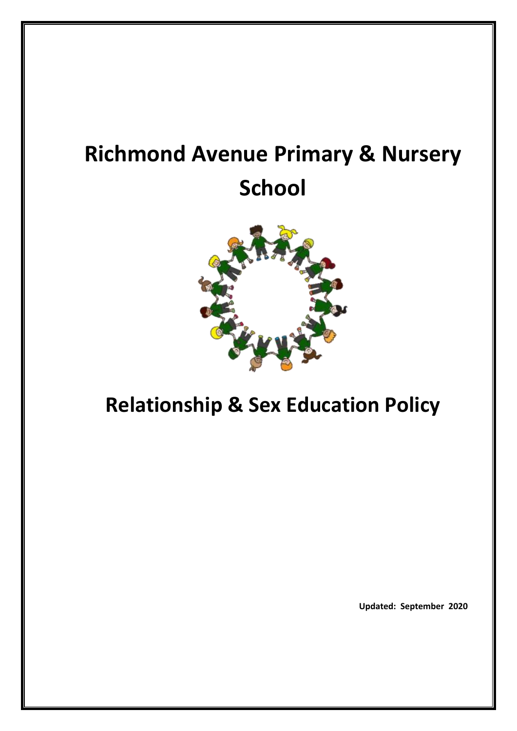# Richmond Avenue Primary & Nursery School

# Relationship & Sex Education Policy

**Updated: September 2020**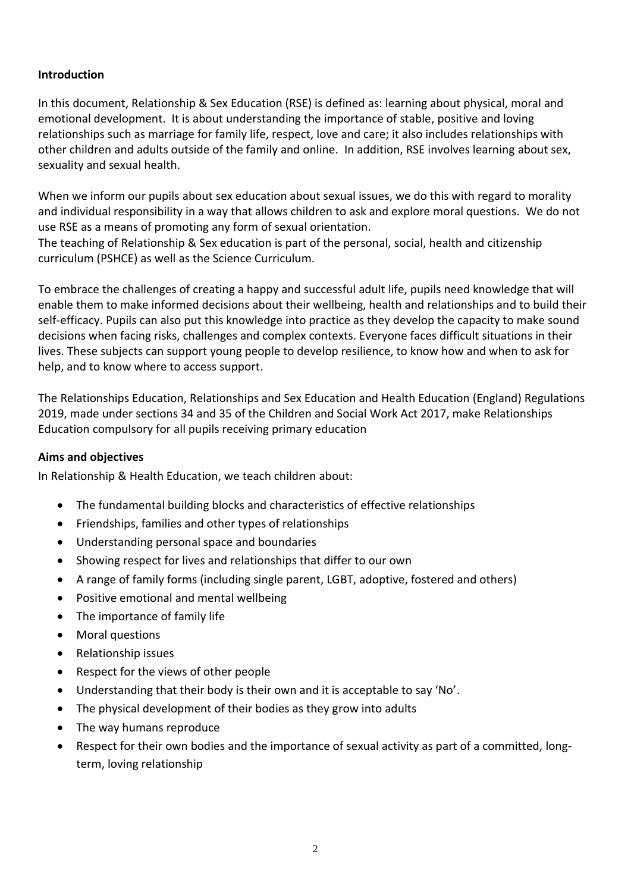**Introduction**

In this document, Relationship & Sex Education (RSE) is defined as: learning about physical, moral and emotional development. It is about understanding the importance of stable, positive and loving relationships such as marriage for family life, respect, love and care; it also includes relationships with other children and adults outside of the family and online. In addition, RSE involves learning about sex, sexuality and sexual health.

When we inform our pupils about sex education about sexual issues, we do this with regard to morality and individual responsibility in a way that allows children to ask and explore moral questions. We do not use RSE as a means of promoting any form of sexual orientation.
The teaching of Relationship & Sex education is part of the personal, social, health and citizenship curriculum (PSHCE) as well as the Science Curriculum.

To embrace the challenges of creating a happy and successful adult life, pupils need knowledge that will enable them to make informed decisions about their wellbeing, health and relationships and to build their self-efficacy. Pupils can also put this knowledge into practice as they develop the capacity to make sound decisions when facing risks, challenges and complex contexts. Everyone faces difficult situations in their lives. These subjects can support young people to develop resilience, to know how and when to ask for help, and to know where to access support.

The Relationships Education, Relationships and Sex Education and Health Education (England) Regulations 2019, made under sections 34 and 35 of the Children and Social Work Act 2017, make Relationships Education compulsory for all pupils receiving primary education

**Aims and objectives**

In Relationship & Health Education, we teach children about:

- The fundamental building blocks and characteristics of effective relationships
- Friendships, families and other types of relationships
- Understanding personal space and boundaries
- Showing respect for lives and relationships that differ to our own
- A range of family forms (including single parent, LGBT, adoptive, fostered and others)
- Positive emotional and mental wellbeing
- The importance of family life
- Moral questions
- Relationship issues
- Respect for the views of other people
- Understanding that their body is their own and it is acceptable to say 'No'.
- The physical development of their bodies as they grow into adults
- The way humans reproduce
- Respect for their own bodies and the importance of sexual activity as part of a committed, long-term, loving relationship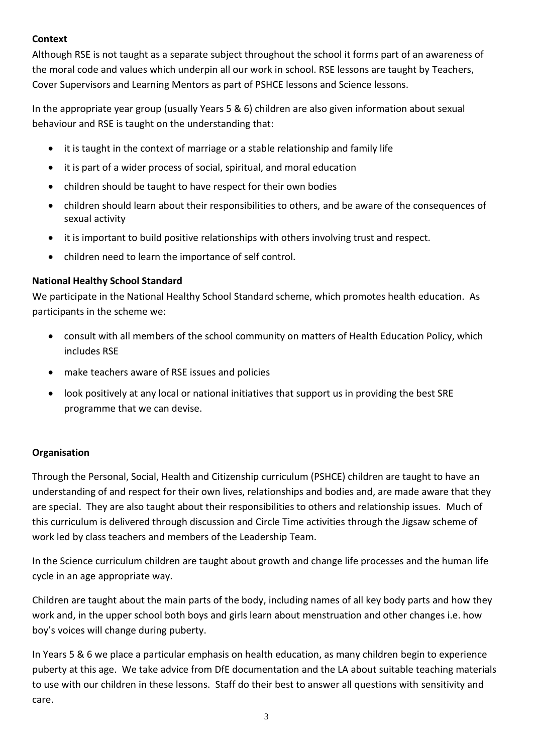**Context**

Although RSE is not taught as a separate subject throughout the school it forms part of an awareness of the moral code and values which underpin all our work in school. RSE lessons are taught by Teachers, Cover Supervisors and Learning Mentors as part of PSHCE lessons and Science lessons.

In the appropriate year group (usually Years 5 & 6) children are also given information about sexual behaviour and RSE is taught on the understanding that:

- it is taught in the context of marriage or a stable relationship and family life
- it is part of a wider process of social, spiritual, and moral education
- children should be taught to have respect for their own bodies
- children should learn about their responsibilities to others, and be aware of the consequences of sexual activity
- it is important to build positive relationships with others involving trust and respect.
- children need to learn the importance of self control.

**National Healthy School Standard**

We participate in the National Healthy School Standard scheme, which promotes health education. As participants in the scheme we:

- consult with all members of the school community on matters of Health Education Policy, which includes RSE
- make teachers aware of RSE issues and policies
- look positively at any local or national initiatives that support us in providing the best SRE programme that we can devise.

**Organisation**

Through the Personal, Social, Health and Citizenship curriculum (PSHCE) children are taught to have an understanding of and respect for their own lives, relationships and bodies and, are made aware that they are special. They are also taught about their responsibilities to others and relationship issues. Much of this curriculum is delivered through discussion and Circle Time activities through the Jigsaw scheme of work led by class teachers and members of the Leadership Team.

In the Science curriculum children are taught about growth and change life processes and the human life cycle in an age appropriate way.

Children are taught about the main parts of the body, including names of all key body parts and how they work and, in the upper school both boys and girls learn about menstruation and other changes i.e. how boy's voices will change during puberty.

In Years 5 & 6 we place a particular emphasis on health education, as many children begin to experience puberty at this age. We take advice from DfE documentation and the LA about suitable teaching materials to use with our children in these lessons. Staff do their best to answer all questions with sensitivity and care.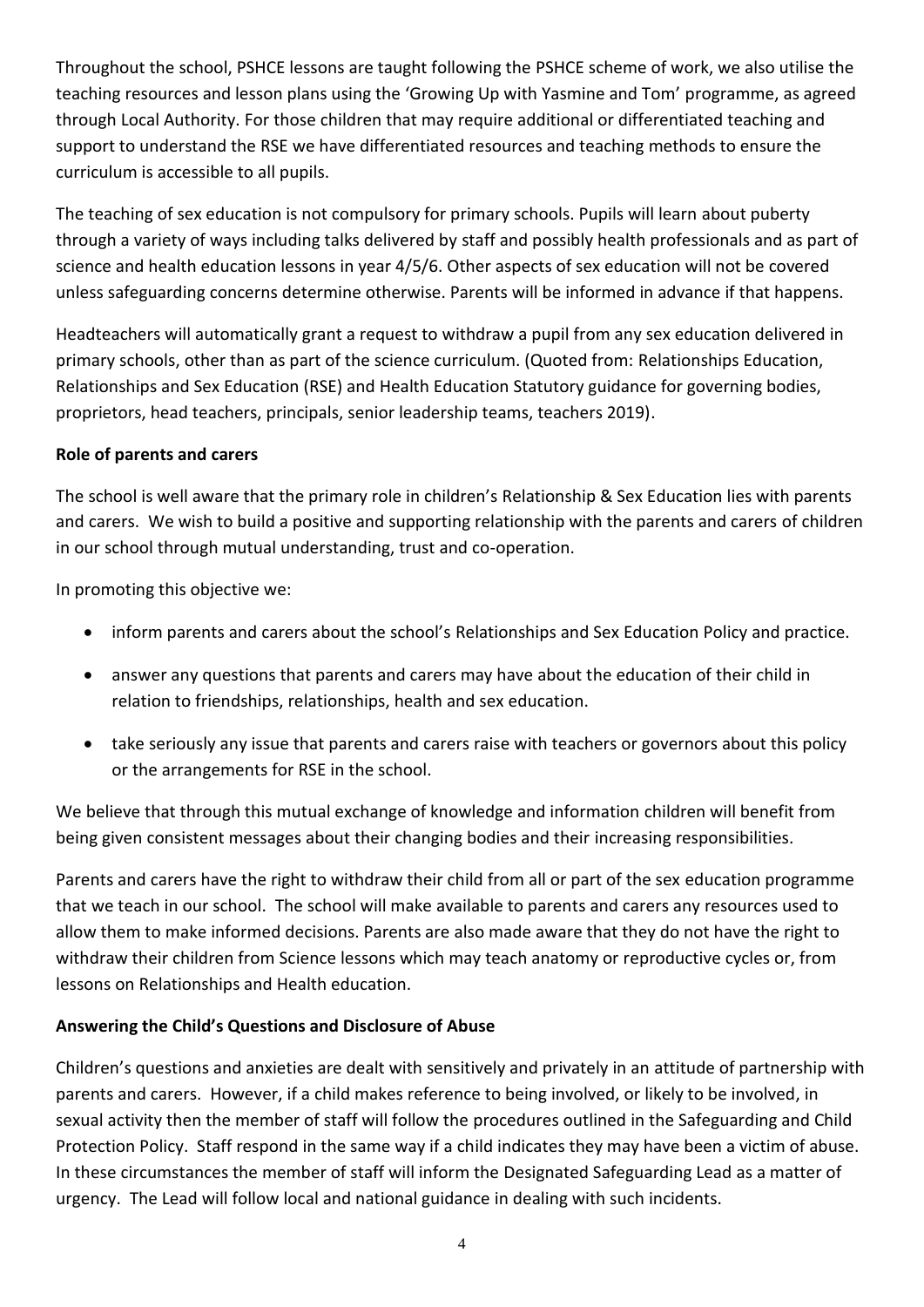Throughout the school, PSHCE lessons are taught following the PSHCE scheme of work, we also utilise the teaching resources and lesson plans using the 'Growing Up with Yasmine and Tom' programme, as agreed through Local Authority. For those children that may require additional or differentiated teaching and support to understand the RSE we have differentiated resources and teaching methods to ensure the curriculum is accessible to all pupils.

The teaching of sex education is not compulsory for primary schools. Pupils will learn about puberty through a variety of ways including talks delivered by staff and possibly health professionals and as part of science and health education lessons in year 4/5/6. Other aspects of sex education will not be covered unless safeguarding concerns determine otherwise. Parents will be informed in advance if that happens.

Headteachers will automatically grant a request to withdraw a pupil from any sex education delivered in primary schools, other than as part of the science curriculum. (Quoted from: Relationships Education, Relationships and Sex Education (RSE) and Health Education Statutory guidance for governing bodies, proprietors, head teachers, principals, senior leadership teams, teachers 2019).

**Role of parents and carers**

The school is well aware that the primary role in children's Relationship & Sex Education lies with parents and carers. We wish to build a positive and supporting relationship with the parents and carers of children in our school through mutual understanding, trust and co-operation.

In promoting this objective we:

- inform parents and carers about the school's Relationships and Sex Education Policy and practice.
- answer any questions that parents and carers may have about the education of their child in relation to friendships, relationships, health and sex education.
- take seriously any issue that parents and carers raise with teachers or governors about this policy or the arrangements for RSE in the school.

We believe that through this mutual exchange of knowledge and information children will benefit from being given consistent messages about their changing bodies and their increasing responsibilities.

Parents and carers have the right to withdraw their child from all or part of the sex education programme that we teach in our school. The school will make available to parents and carers any resources used to allow them to make informed decisions. Parents are also made aware that they do not have the right to withdraw their children from Science lessons which may teach anatomy or reproductive cycles or, from lessons on Relationships and Health education.

**Answering the Child's Questions and Disclosure of Abuse**

Children's questions and anxieties are dealt with sensitively and privately in an attitude of partnership with parents and carers. However, if a child makes reference to being involved, or likely to be involved, in sexual activity then the member of staff will follow the procedures outlined in the Safeguarding and Child Protection Policy. Staff respond in the same way if a child indicates they may have been a victim of abuse. In these circumstances the member of staff will inform the Designated Safeguarding Lead as a matter of urgency. The Lead will follow local and national guidance in dealing with such incidents.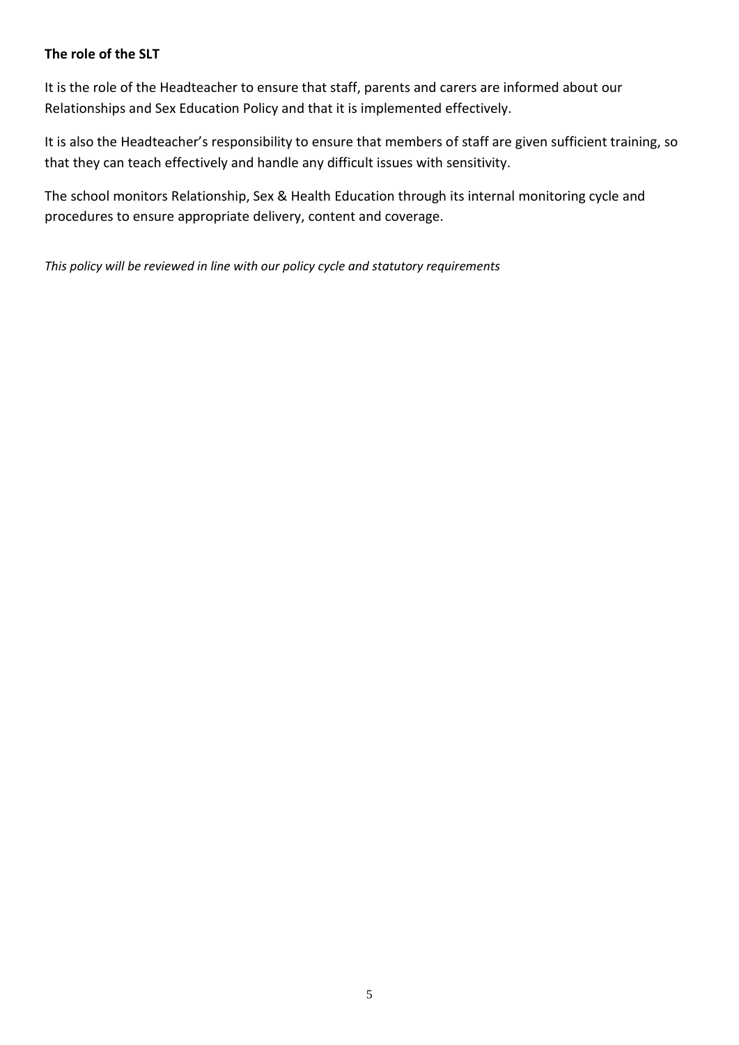**The role of the SLT**

It is the role of the Headteacher to ensure that staff, parents and carers are informed about our Relationships and Sex Education Policy and that it is implemented effectively.

It is also the Headteacher's responsibility to ensure that members of staff are given sufficient training, so that they can teach effectively and handle any difficult issues with sensitivity.

The school monitors Relationship, Sex & Health Education through its internal monitoring cycle and procedures to ensure appropriate delivery, content and coverage.

*This policy will be reviewed in line with our policy cycle and statutory requirements*